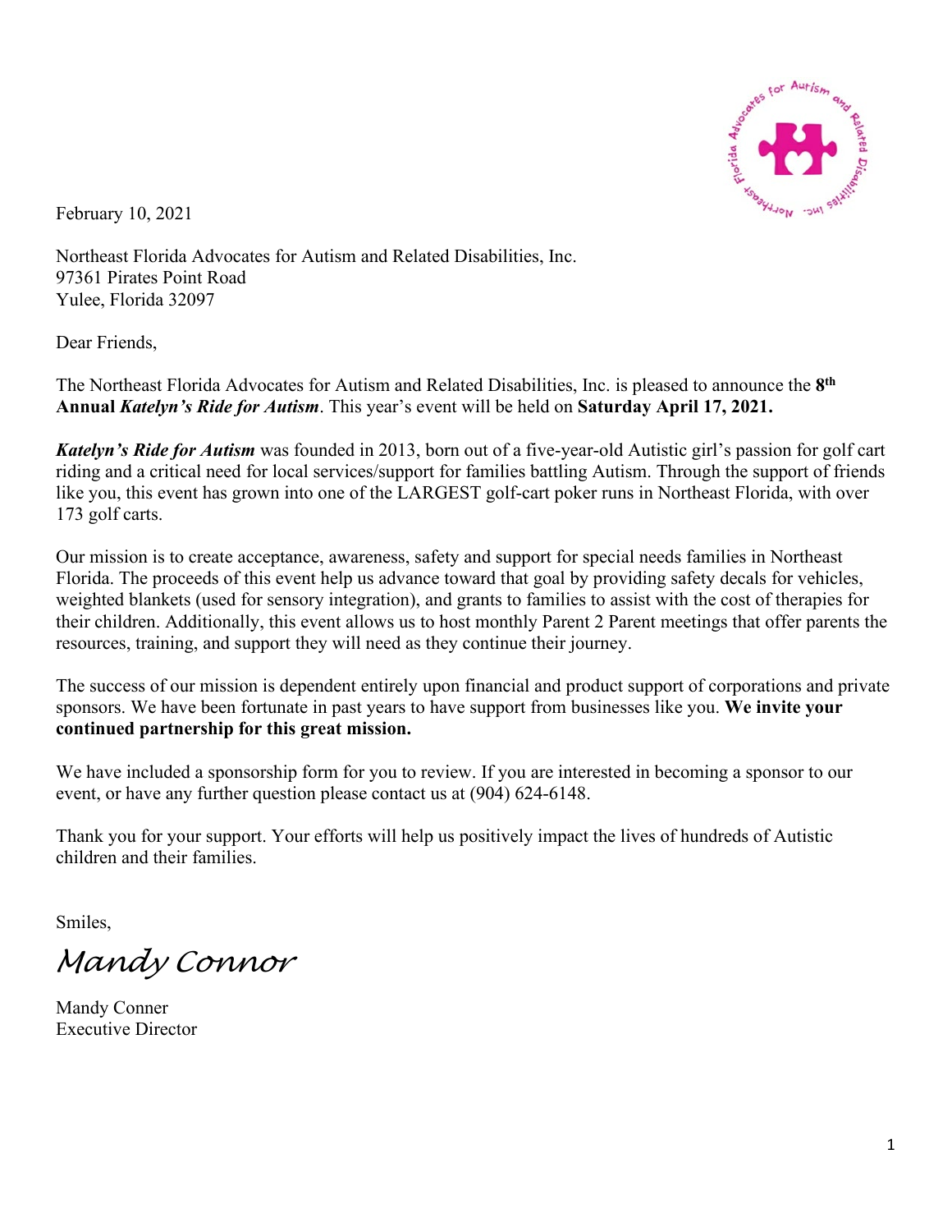February 10, 2021

Northeast Florida Advocates for Autism and Related Disabilities, Inc.
97361 Pirates Point Road
Yulee, Florida 32097

Dear Friends,

The Northeast Florida Advocates for Autism and Related Disabilities, Inc. is pleased to announce the **8th Annual *Katelyn's Ride for Autism***. This year's event will be held on **Saturday April 17, 2021.**

***Katelyn's Ride for Autism*** was founded in 2013, born out of a five-year-old Autistic girl's passion for golf cart riding and a critical need for local services/support for families battling Autism. Through the support of friends like you, this event has grown into one of the LARGEST golf-cart poker runs in Northeast Florida, with over 173 golf carts.

Our mission is to create acceptance, awareness, safety and support for special needs families in Northeast Florida. The proceeds of this event help us advance toward that goal by providing safety decals for vehicles, weighted blankets (used for sensory integration), and grants to families to assist with the cost of therapies for their children. Additionally, this event allows us to host monthly Parent 2 Parent meetings that offer parents the resources, training, and support they will need as they continue their journey.

The success of our mission is dependent entirely upon financial and product support of corporations and private sponsors. We have been fortunate in past years to have support from businesses like you. **We invite your continued partnership for this great mission.**

We have included a sponsorship form for you to review. If you are interested in becoming a sponsor to our event, or have any further question please contact us at (904) 624-6148.

Thank you for your support. Your efforts will help us positively impact the lives of hundreds of Autistic children and their families.

Smiles,

*Mandy Connor*

Mandy Conner
Executive Director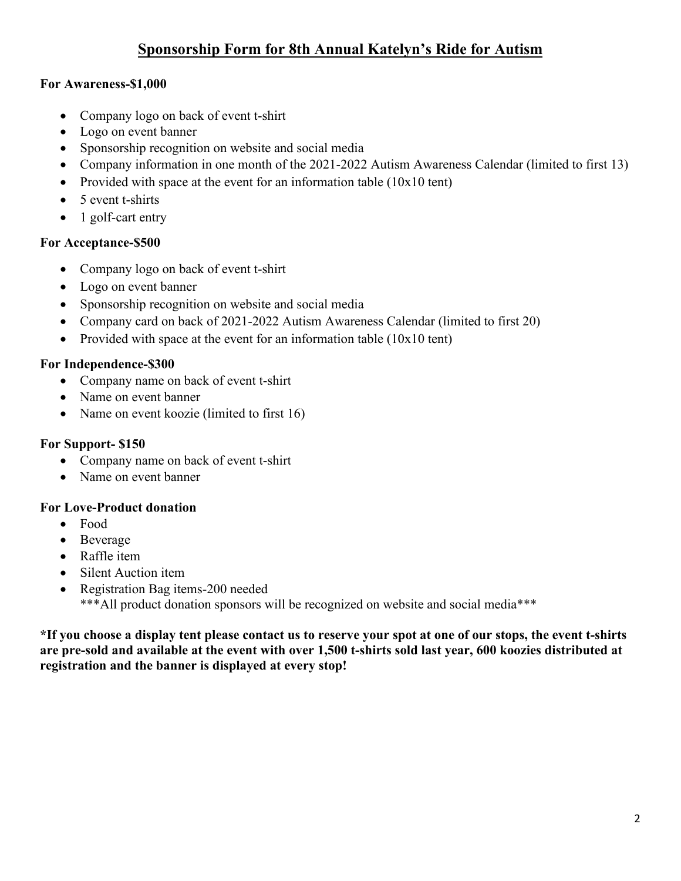# Sponsorship Form for 8th Annual Katelyn's Ride for Autism

**For Awareness-$1,000**

- Company logo on back of event t-shirt
- Logo on event banner
- Sponsorship recognition on website and social media
- Company information in one month of the 2021-2022 Autism Awareness Calendar (limited to first 13)
- Provided with space at the event for an information table (10x10 tent)
- 5 event t-shirts
- 1 golf-cart entry

**For Acceptance-$500**

- Company logo on back of event t-shirt
- Logo on event banner
- Sponsorship recognition on website and social media
- Company card on back of 2021-2022 Autism Awareness Calendar (limited to first 20)
- Provided with space at the event for an information table (10x10 tent)

**For Independence-$300**

- Company name on back of event t-shirt
- Name on event banner
- Name on event koozie (limited to first 16)

**For Support- $150**

- Company name on back of event t-shirt
- Name on event banner

**For Love-Product donation**

- Food
- Beverage
- Raffle item
- Silent Auction item
- Registration Bag items-200 needed
  ***All product donation sponsors will be recognized on website and social media***

**\*If you choose a display tent please contact us to reserve your spot at one of our stops, the event t-shirts are pre-sold and available at the event with over 1,500 t-shirts sold last year, 600 koozies distributed at registration and the banner is displayed at every stop!**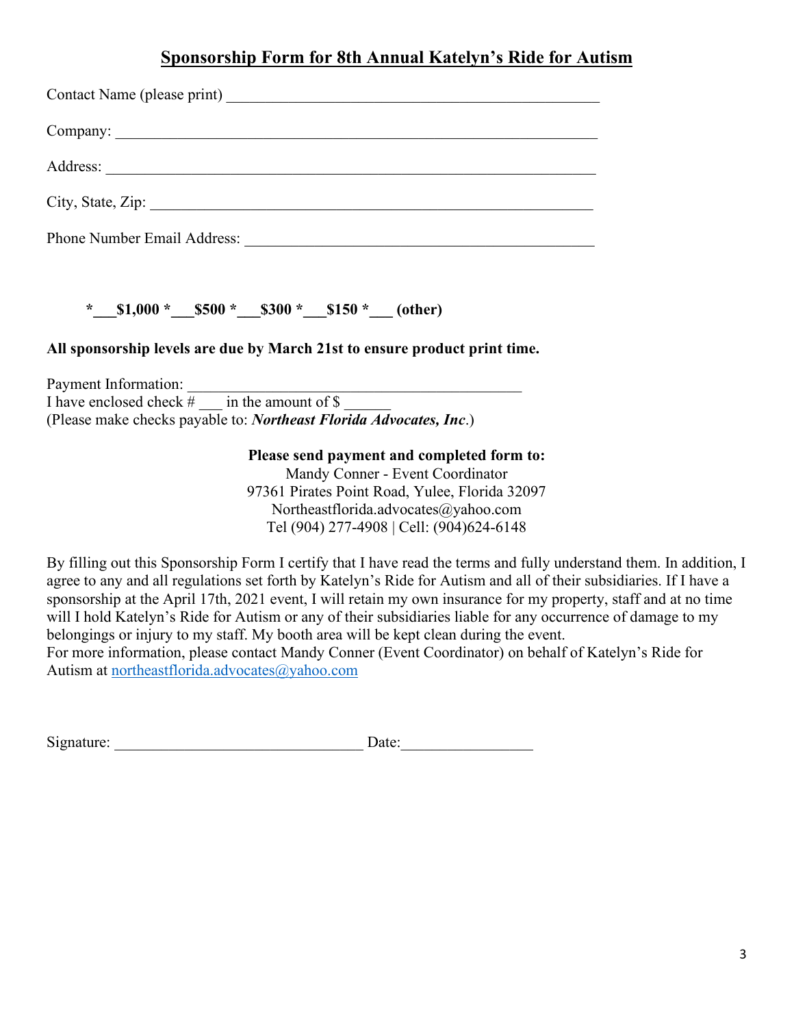## Sponsorship Form for 8th Annual Katelyn's Ride for Autism

Contact Name (please print) _______________________________________________

Company: _______________________________________________________________

Address: ________________________________________________________________

City, State, Zip: __________________________________________________________

Phone Number Email Address: ______________________________________________

**\*___$1,000 \*___$500 \*___$300 \*___$150 \*___ (other)**

**All sponsorship levels are due by March 21st to ensure product print time.**

Payment Information: ____________________________________________
I have enclosed check # ___ in the amount of $ ______
(Please make checks payable to: ***Northeast Florida Advocates, Inc***.)

**Please send payment and completed form to:**
Mandy Conner - Event Coordinator
97361 Pirates Point Road, Yulee, Florida 32097
Northeastflorida.advocates@yahoo.com
Tel (904) 277-4908 | Cell: (904)624-6148

By filling out this Sponsorship Form I certify that I have read the terms and fully understand them. In addition, I agree to any and all regulations set forth by Katelyn's Ride for Autism and all of their subsidiaries. If I have a sponsorship at the April 17th, 2021 event, I will retain my own insurance for my property, staff and at no time will I hold Katelyn's Ride for Autism or any of their subsidiaries liable for any occurrence of damage to my belongings or injury to my staff. My booth area will be kept clean during the event.
For more information, please contact Mandy Conner (Event Coordinator) on behalf of Katelyn's Ride for Autism at northeastflorida.advocates@yahoo.com

Signature: ________________________________ Date:_________________